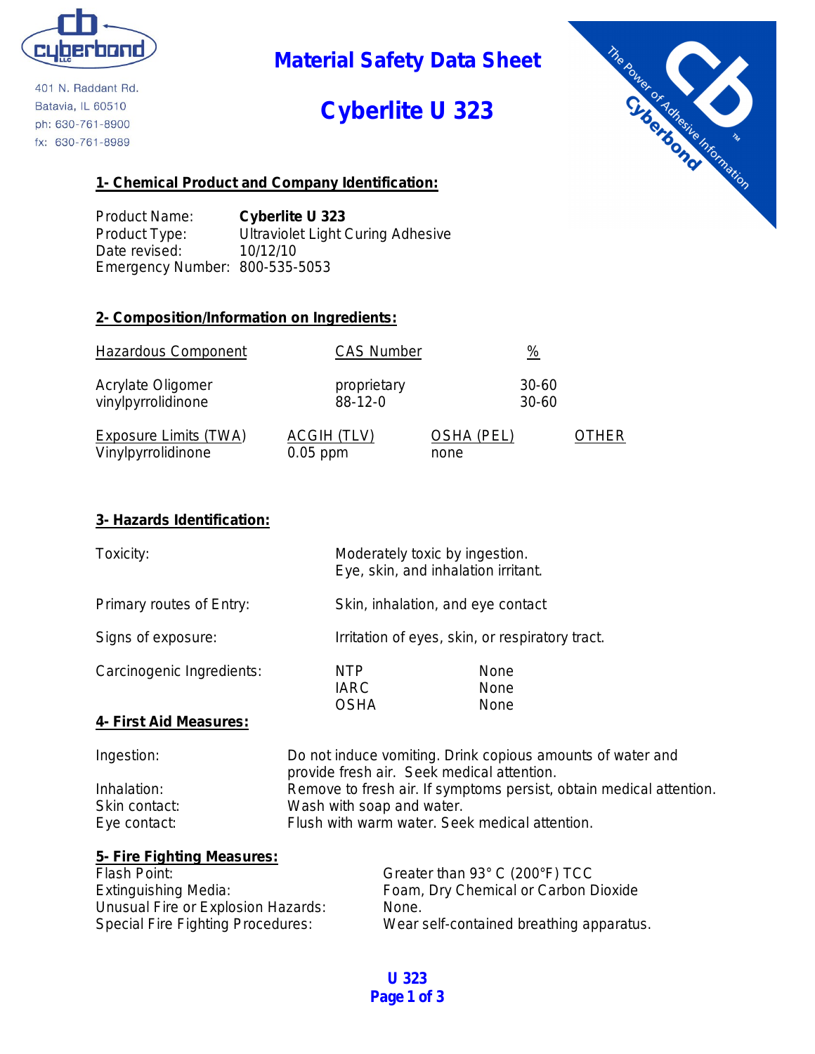401 N. Raddant Rd.
Batavia, IL 60510
ph: 630-761-8900
fx: 630-761-8989

# Material Safety Data Sheet

# Cyberlite U 323

The Power of Adhesive Information
Cyberbond

## 1- Chemical Product and Company Identification:

| | |
|---|---|
| Product Name: | **Cyberlite U 323** |
| Product Type: | Ultraviolet Light Curing Adhesive |
| Date revised: | 10/12/10 |
| Emergency Number: | 800-535-5053 |

## 2- Composition/Information on Ingredients:

| Hazardous Component | CAS Number | % |
|---|---|---|
| Acrylate Oligomer | proprietary | 30-60 |
| vinylpyrrolidinone | 88-12-0 | 30-60 |

| Exposure Limits (TWA) | ACGIH (TLV) | OSHA (PEL) | OTHER |
|---|---|---|---|
| Vinylpyrrolidinone | 0.05 ppm | none | |

## 3- Hazards Identification:

| | |
|---|---|
| Toxicity: | Moderately toxic by ingestion. Eye, skin, and inhalation irritant. |
| Primary routes of Entry: | Skin, inhalation, and eye contact |
| Signs of exposure: | Irritation of eyes, skin, or respiratory tract. |

| Carcinogenic Ingredients: | | |
|---|---|---|
| | NTP | None |
| | IARC | None |
| | OSHA | None |

## 4- First Aid Measures:

| | |
|---|---|
| Ingestion: | Do not induce vomiting. Drink copious amounts of water and provide fresh air. Seek medical attention. |
| Inhalation: | Remove to fresh air. If symptoms persist, obtain medical attention. |
| Skin contact: | Wash with soap and water. |
| Eye contact: | Flush with warm water. Seek medical attention. |

## 5- Fire Fighting Measures:

| | |
|---|---|
| Flash Point: | Greater than 93° C (200°F) TCC |
| Extinguishing Media: | Foam, Dry Chemical or Carbon Dioxide |
| Unusual Fire or Explosion Hazards: | None. |
| Special Fire Fighting Procedures: | Wear self-contained breathing apparatus. |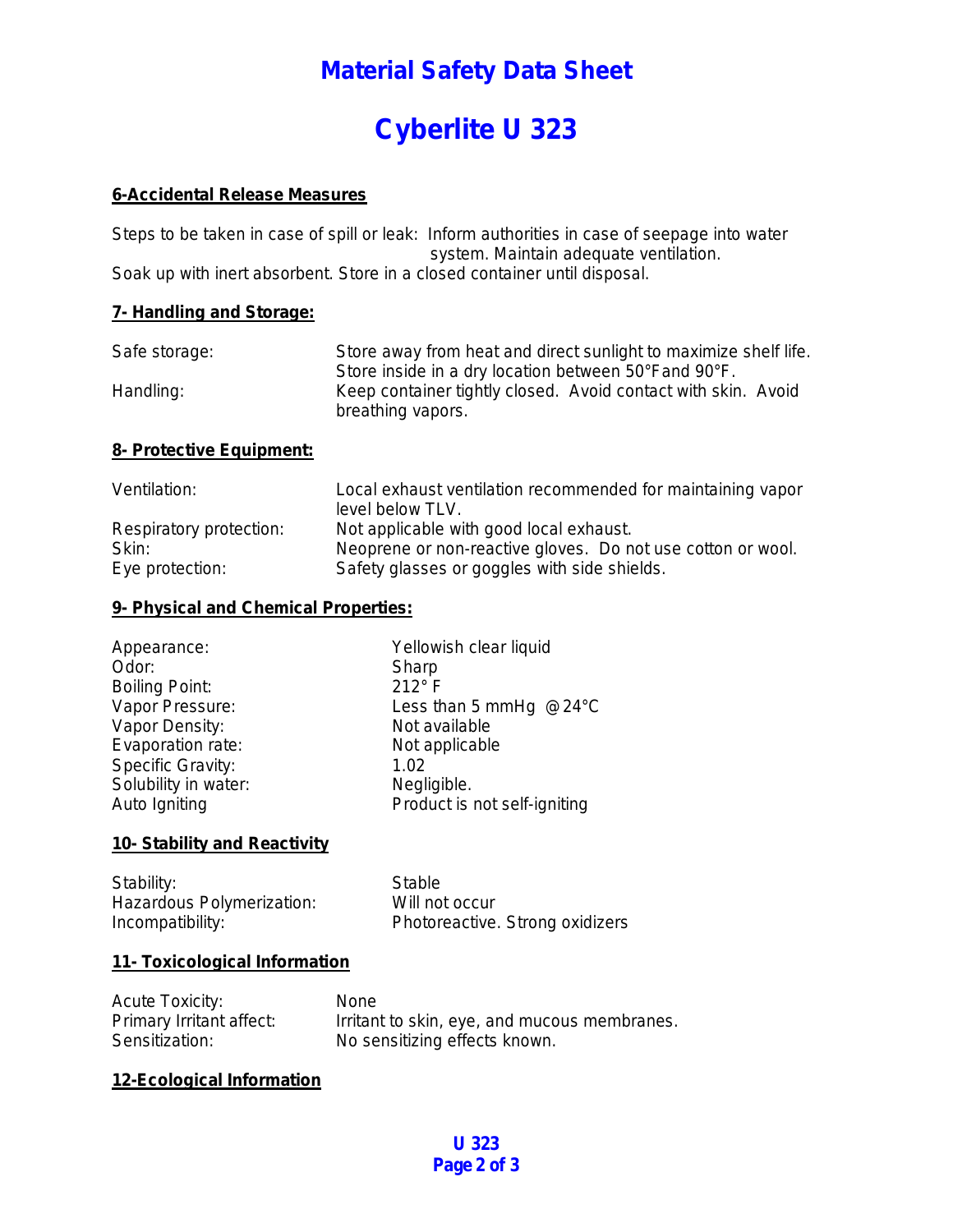# Material Safety Data Sheet

# Cyberlite U 323

## 6-Accidental Release Measures

Steps to be taken in case of spill or leak: Inform authorities in case of seepage into water system. Maintain adequate ventilation.
Soak up with inert absorbent. Store in a closed container until disposal.

## 7- Handling and Storage:

| | |
|---|---|
| Safe storage: | Store away from heat and direct sunlight to maximize shelf life. Store inside in a dry location between 50°Fand 90°F. |
| Handling: | Keep container tightly closed. Avoid contact with skin. Avoid breathing vapors. |

## 8- Protective Equipment:

| | |
|---|---|
| Ventilation: | Local exhaust ventilation recommended for maintaining vapor level below TLV. |
| Respiratory protection: | Not applicable with good local exhaust. |
| Skin: | Neoprene or non-reactive gloves. Do not use cotton or wool. |
| Eye protection: | Safety glasses or goggles with side shields. |

## 9- Physical and Chemical Properties:

| | |
|---|---|
| Appearance: | Yellowish clear liquid |
| Odor: | Sharp |
| Boiling Point: | 212° F |
| Vapor Pressure: | Less than 5 mmHg @24°C |
| Vapor Density: | Not available |
| Evaporation rate: | Not applicable |
| Specific Gravity: | 1.02 |
| Solubility in water: | Negligible. |
| Auto Igniting | Product is not self-igniting |

## 10- Stability and Reactivity

| | |
|---|---|
| Stability: | Stable |
| Hazardous Polymerization: | Will not occur |
| Incompatibility: | Photoreactive. Strong oxidizers |

## 11- Toxicological Information

| | |
|---|---|
| Acute Toxicity: | None |
| Primary Irritant affect: | Irritant to skin, eye, and mucous membranes. |
| Sensitization: | No sensitizing effects known. |

## 12-Ecological Information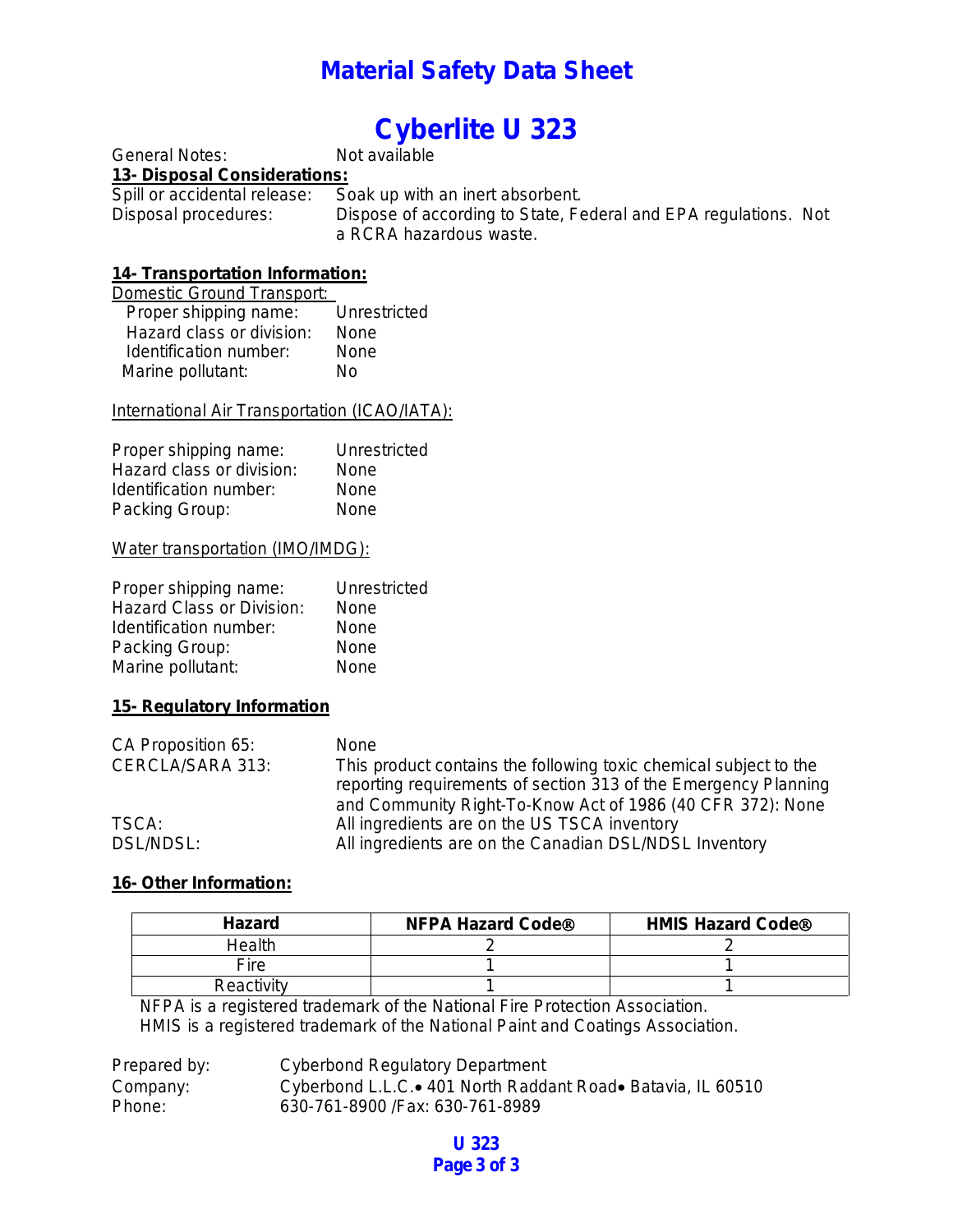# Material Safety Data Sheet

# Cyberlite U 323

General Notes: Not available

**13- Disposal Considerations:**

Spill or accidental release: Soak up with an inert absorbent.

Disposal procedures: Dispose of according to State, Federal and EPA regulations. Not a RCRA hazardous waste.

**14- Transportation Information:**

Domestic Ground Transport:

Proper shipping name: Unrestricted
Hazard class or division: None
Identification number: None
Marine pollutant: No

International Air Transportation (ICAO/IATA):

Proper shipping name: Unrestricted
Hazard class or division: None
Identification number: None
Packing Group: None

Water transportation (IMO/IMDG):

Proper shipping name: Unrestricted
Hazard Class or Division: None
Identification number: None
Packing Group: None
Marine pollutant: None

**15- Regulatory Information**

CA Proposition 65: None

CERCLA/SARA 313: This product contains the following toxic chemical subject to the reporting requirements of section 313 of the Emergency Planning and Community Right-To-Know Act of 1986 (40 CFR 372): None

TSCA: All ingredients are on the US TSCA inventory

DSL/NDSL: All ingredients are on the Canadian DSL/NDSL Inventory

**16- Other Information:**

| Hazard | NFPA Hazard Code® | HMIS Hazard Code® |
|---|---|---|
| Health | 2 | 2 |
| Fire | 1 | 1 |
| Reactivity | 1 | 1 |

NFPA is a registered trademark of the National Fire Protection Association.
HMIS is a registered trademark of the National Paint and Coatings Association.

Prepared by: Cyberbond Regulatory Department
Company: Cyberbond L.L.C.• 401 North Raddant Road• Batavia, IL 60510
Phone: 630-761-8900 /Fax: 630-761-8989